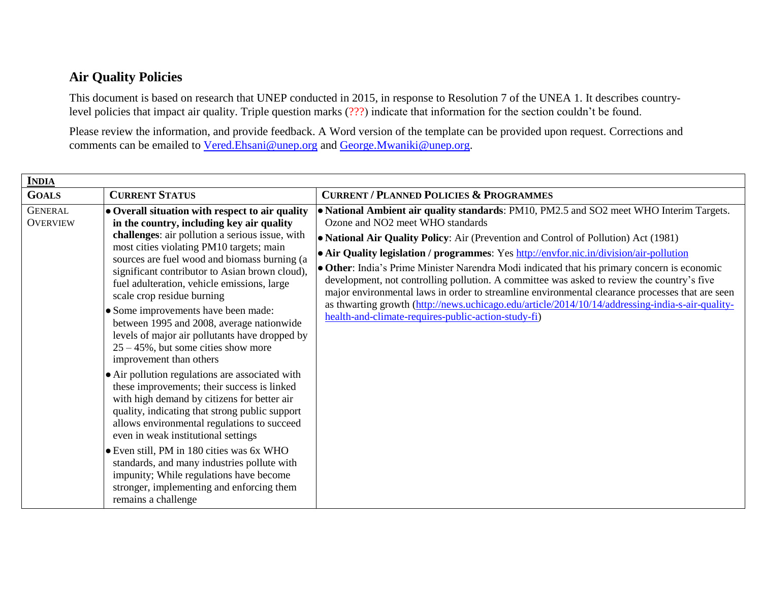## Air Quality Policies

This document is based on research that UNEP conducted in 2015, in response to Resolution 7 of the UNEA 1. It describes country-level policies that impact air quality. Triple question marks (???) indicate that information for the section couldn't be found.

Please review the information, and provide feedback. A Word version of the template can be provided upon request. Corrections and comments can be emailed to Vered.Ehsani@unep.org and George.Mwaniki@unep.org.

| **INDIA** | | |
|---|---|---|
| **GOALS** | **CURRENT STATUS** | **CURRENT / PLANNED POLICIES & PROGRAMMES** |
| GENERAL OVERVIEW | • **Overall situation with respect to air quality in the country, including key air quality challenges**: air pollution a serious issue, with most cities violating PM10 targets; main sources are fuel wood and biomass burning (a significant contributor to Asian brown cloud), fuel adulteration, vehicle emissions, large scale crop residue burning<br>• Some improvements have been made: between 1995 and 2008, average nationwide levels of major air pollutants have dropped by 25 – 45%, but some cities show more improvement than others<br>• Air pollution regulations are associated with these improvements; their success is linked with high demand by citizens for better air quality, indicating that strong public support allows environmental regulations to succeed even in weak institutional settings<br>• Even still, PM in 180 cities was 6x WHO standards, and many industries pollute with impunity; While regulations have become stronger, implementing and enforcing them remains a challenge | • **National Ambient air quality standards**: PM10, PM2.5 and $SO_2$ meet WHO Interim Targets. Ozone and $NO_2$ meet WHO standards<br>• **National Air Quality Policy**: Air (Prevention and Control of Pollution) Act (1981)<br>• **Air Quality legislation / programmes**: Yes http://envfor.nic.in/division/air-pollution<br>• **Other**: India's Prime Minister Narendra Modi indicated that his primary concern is economic development, not controlling pollution. A committee was asked to review the country's five major environmental laws in order to streamline environmental clearance processes that are seen as thwarting growth (http://news.uchicago.edu/article/2014/10/14/addressing-india-s-air-quality-health-and-climate-requires-public-action-study-fi) |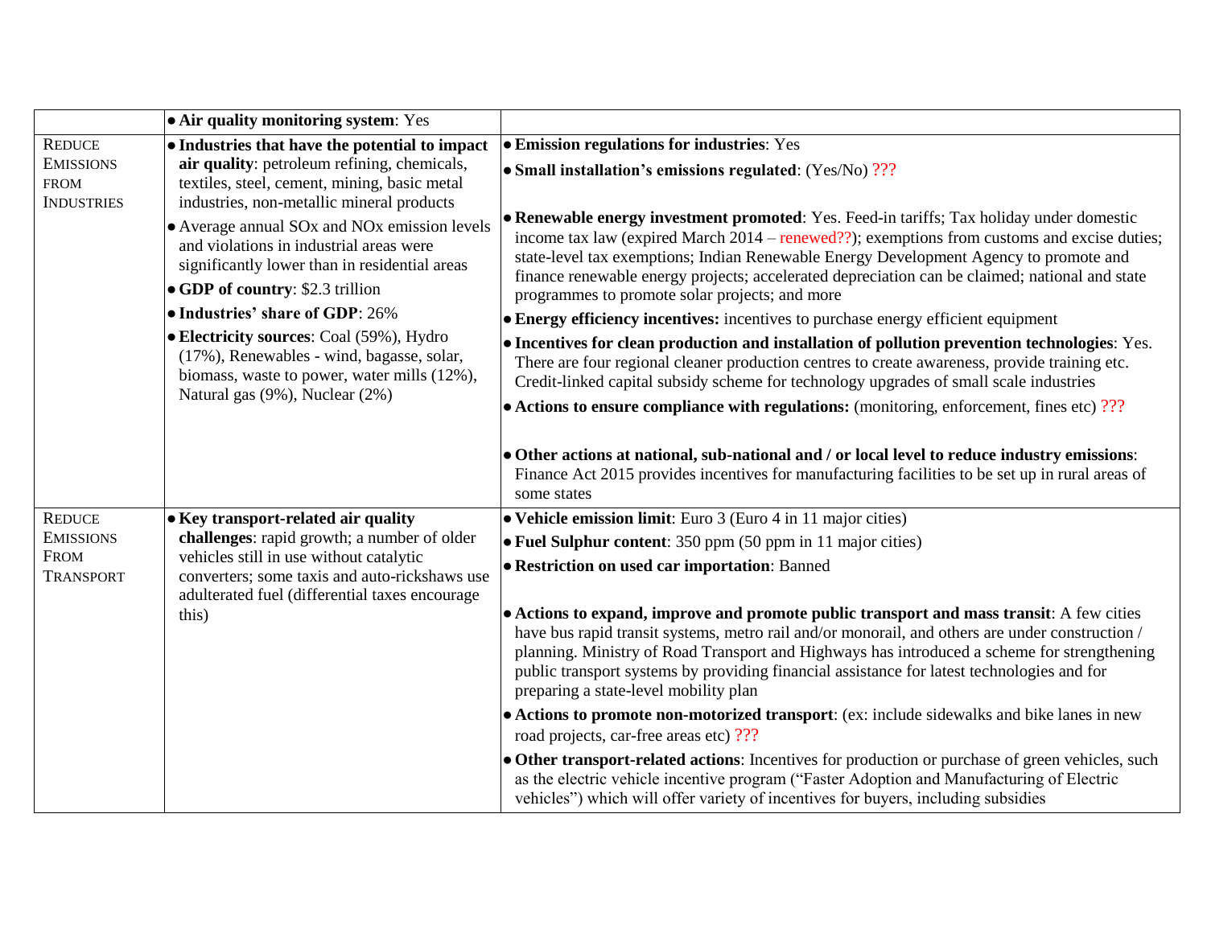| | | |
|---|---|---|
| | • **Air quality monitoring system**: Yes | |
| REDUCE EMISSIONS FROM INDUSTRIES | • **Industries that have the potential to impact air quality**: petroleum refining, chemicals, textiles, steel, cement, mining, basic metal industries, non-metallic mineral products<br>• Average annual SOx and NOx emission levels and violations in industrial areas were significantly lower than in residential areas<br>• **GDP of country**: $2.3 trillion<br>• **Industries' share of GDP**: 26%<br>• **Electricity sources**: Coal (59%), Hydro (17%), Renewables - wind, bagasse, solar, biomass, waste to power, water mills (12%), Natural gas (9%), Nuclear (2%) | • **Emission regulations for industries**: Yes<br>• **Small installation's emissions regulated**: (Yes/No) ???<br>• **Renewable energy investment promoted**: Yes. Feed-in tariffs; Tax holiday under domestic income tax law (expired March 2014 – renewed??); exemptions from customs and excise duties; state-level tax exemptions; Indian Renewable Energy Development Agency to promote and finance renewable energy projects; accelerated depreciation can be claimed; national and state programmes to promote solar projects; and more<br>• **Energy efficiency incentives:** incentives to purchase energy efficient equipment<br>• **Incentives for clean production and installation of pollution prevention technologies**: Yes. There are four regional cleaner production centres to create awareness, provide training etc. Credit-linked capital subsidy scheme for technology upgrades of small scale industries<br>• **Actions to ensure compliance with regulations:** (monitoring, enforcement, fines etc) ???<br>• **Other actions at national, sub-national and / or local level to reduce industry emissions**: Finance Act 2015 provides incentives for manufacturing facilities to be set up in rural areas of some states |
| REDUCE EMISSIONS FROM TRANSPORT | • **Key transport-related air quality challenges**: rapid growth; a number of older vehicles still in use without catalytic converters; some taxis and auto-rickshaws use adulterated fuel (differential taxes encourage this) | • **Vehicle emission limit**: Euro 3 (Euro 4 in 11 major cities)<br>• **Fuel Sulphur content**: 350 ppm (50 ppm in 11 major cities)<br>• **Restriction on used car importation**: Banned<br>• **Actions to expand, improve and promote public transport and mass transit**: A few cities have bus rapid transit systems, metro rail and/or monorail, and others are under construction / planning. Ministry of Road Transport and Highways has introduced a scheme for strengthening public transport systems by providing financial assistance for latest technologies and for preparing a state-level mobility plan<br>• **Actions to promote non-motorized transport**: (ex: include sidewalks and bike lanes in new road projects, car-free areas etc) ???<br>• **Other transport-related actions**: Incentives for production or purchase of green vehicles, such as the electric vehicle incentive program ("Faster Adoption and Manufacturing of Electric vehicles") which will offer variety of incentives for buyers, including subsidies |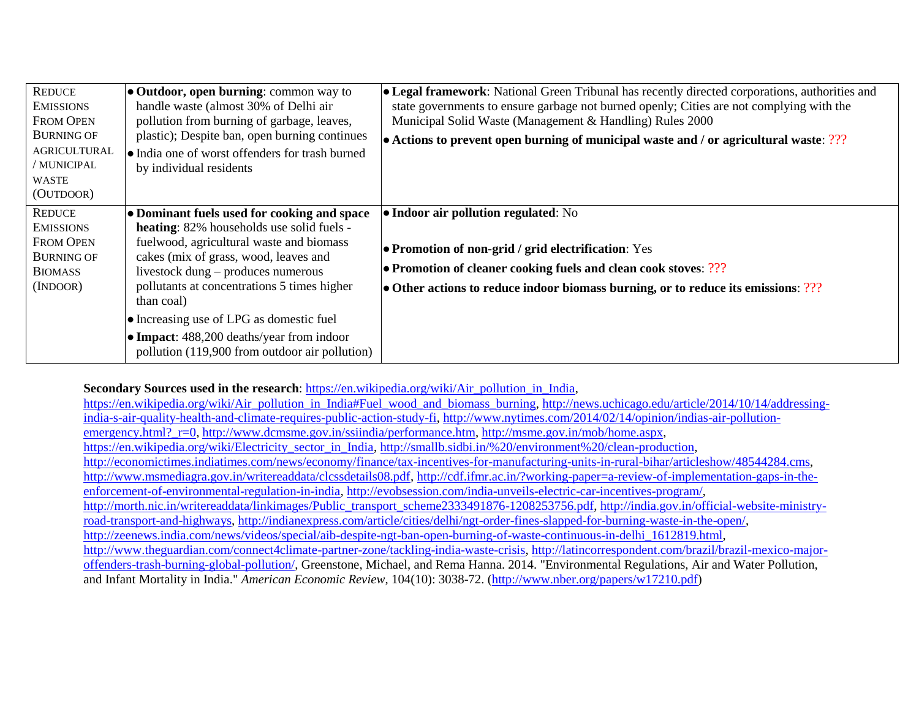| | | |
|---|---|---|
| REDUCE EMISSIONS FROM OPEN BURNING OF AGRICULTURAL / MUNICIPAL WASTE (OUTDOOR) | • **Outdoor, open burning**: common way to handle waste (almost 30% of Delhi air pollution from burning of garbage, leaves, plastic); Despite ban, open burning continues<br>• India one of worst offenders for trash burned by individual residents | • **Legal framework**: National Green Tribunal has recently directed corporations, authorities and state governments to ensure garbage not burned openly; Cities are not complying with the Municipal Solid Waste (Management & Handling) Rules 2000<br>• **Actions to prevent open burning of municipal waste and / or agricultural waste**: ??? |
| REDUCE EMISSIONS FROM OPEN BURNING OF BIOMASS (INDOOR) | • **Dominant fuels used for cooking and space heating**: 82% households use solid fuels - fuelwood, agricultural waste and biomass cakes (mix of grass, wood, leaves and livestock dung – produces numerous pollutants at concentrations 5 times higher than coal)<br>• Increasing use of LPG as domestic fuel<br>• **Impact**: 488,200 deaths/year from indoor pollution (119,900 from outdoor air pollution) | • **Indoor air pollution regulated**: No<br>• **Promotion of non-grid / grid electrification**: Yes<br>• **Promotion of cleaner cooking fuels and clean cook stoves**: ???<br>• **Other actions to reduce indoor biomass burning, or to reduce its emissions**: ??? |

**Secondary Sources used in the research**: https://en.wikipedia.org/wiki/Air_pollution_in_India, https://en.wikipedia.org/wiki/Air_pollution_in_India#Fuel_wood_and_biomass_burning, http://news.uchicago.edu/article/2014/10/14/addressing-india-s-air-quality-health-and-climate-requires-public-action-study-fi, http://www.nytimes.com/2014/02/14/opinion/indias-air-pollution-emergency.html?_r=0, http://www.dcmsme.gov.in/ssiindia/performance.htm, http://msme.gov.in/mob/home.aspx, https://en.wikipedia.org/wiki/Electricity_sector_in_India, http://smallb.sidbi.in/%20/environment%20/clean-production, http://economictimes.indiatimes.com/news/economy/finance/tax-incentives-for-manufacturing-units-in-rural-bihar/articleshow/48544284.cms, http://www.msmediagra.gov.in/writereaddata/clcssdetails08.pdf, http://cdf.ifmr.ac.in/?working-paper=a-review-of-implementation-gaps-in-the-enforcement-of-environmental-regulation-in-india, http://evobsession.com/india-unveils-electric-car-incentives-program/, http://morth.nic.in/writereaddata/linkimages/Public_transport_scheme2333491876-1208253756.pdf, http://india.gov.in/official-website-ministry-road-transport-and-highways, http://indianexpress.com/article/cities/delhi/ngt-order-fines-slapped-for-burning-waste-in-the-open/, http://zeenews.india.com/news/videos/special/aib-despite-ngt-ban-open-burning-of-waste-continuous-in-delhi_1612819.html, http://www.theguardian.com/connect4climate-partner-zone/tackling-india-waste-crisis, http://latincorrespondent.com/brazil/brazil-mexico-major-offenders-trash-burning-global-pollution/, Greenstone, Michael, and Rema Hanna. 2014. "Environmental Regulations, Air and Water Pollution, and Infant Mortality in India." *American Economic Review*, 104(10): 3038-72. (http://www.nber.org/papers/w17210.pdf)